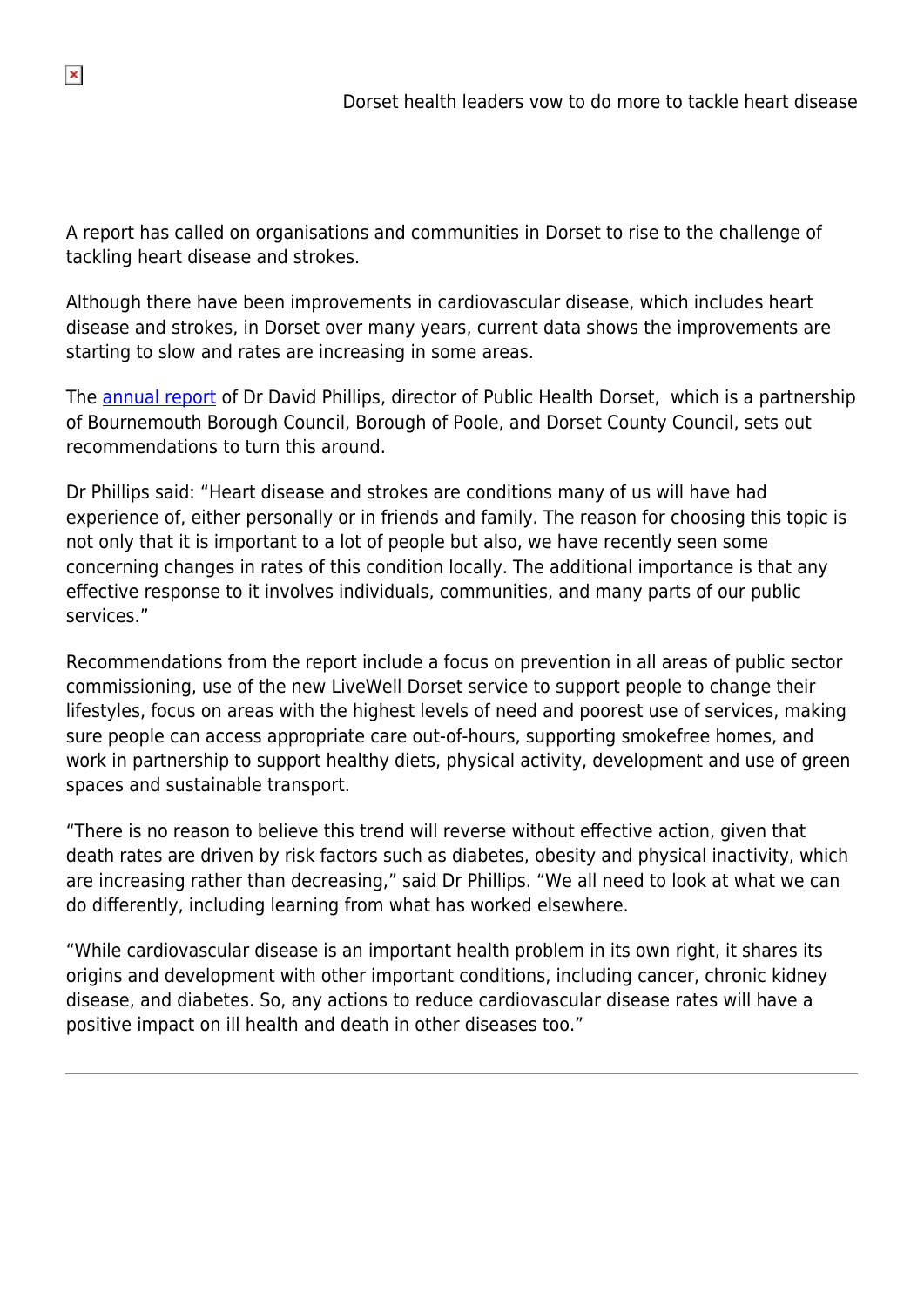# Dorset health leaders vow to do more to tackle heart disease

A report has called on organisations and communities in Dorset to rise to the challenge of tackling heart disease and strokes.

Although there have been improvements in cardiovascular disease, which includes heart disease and strokes, in Dorset over many years, current data shows the improvements are starting to slow and rates are increasing in some areas.

The annual report of Dr David Phillips, director of Public Health Dorset, which is a partnership of Bournemouth Borough Council, Borough of Poole, and Dorset County Council, sets out recommendations to turn this around.

Dr Phillips said: "Heart disease and strokes are conditions many of us will have had experience of, either personally or in friends and family. The reason for choosing this topic is not only that it is important to a lot of people but also, we have recently seen some concerning changes in rates of this condition locally. The additional importance is that any effective response to it involves individuals, communities, and many parts of our public services."

Recommendations from the report include a focus on prevention in all areas of public sector commissioning, use of the new LiveWell Dorset service to support people to change their lifestyles, focus on areas with the highest levels of need and poorest use of services, making sure people can access appropriate care out-of-hours, supporting smokefree homes, and work in partnership to support healthy diets, physical activity, development and use of green spaces and sustainable transport.

"There is no reason to believe this trend will reverse without effective action, given that death rates are driven by risk factors such as diabetes, obesity and physical inactivity, which are increasing rather than decreasing," said Dr Phillips. "We all need to look at what we can do differently, including learning from what has worked elsewhere.

"While cardiovascular disease is an important health problem in its own right, it shares its origins and development with other important conditions, including cancer, chronic kidney disease, and diabetes. So, any actions to reduce cardiovascular disease rates will have a positive impact on ill health and death in other diseases too."

---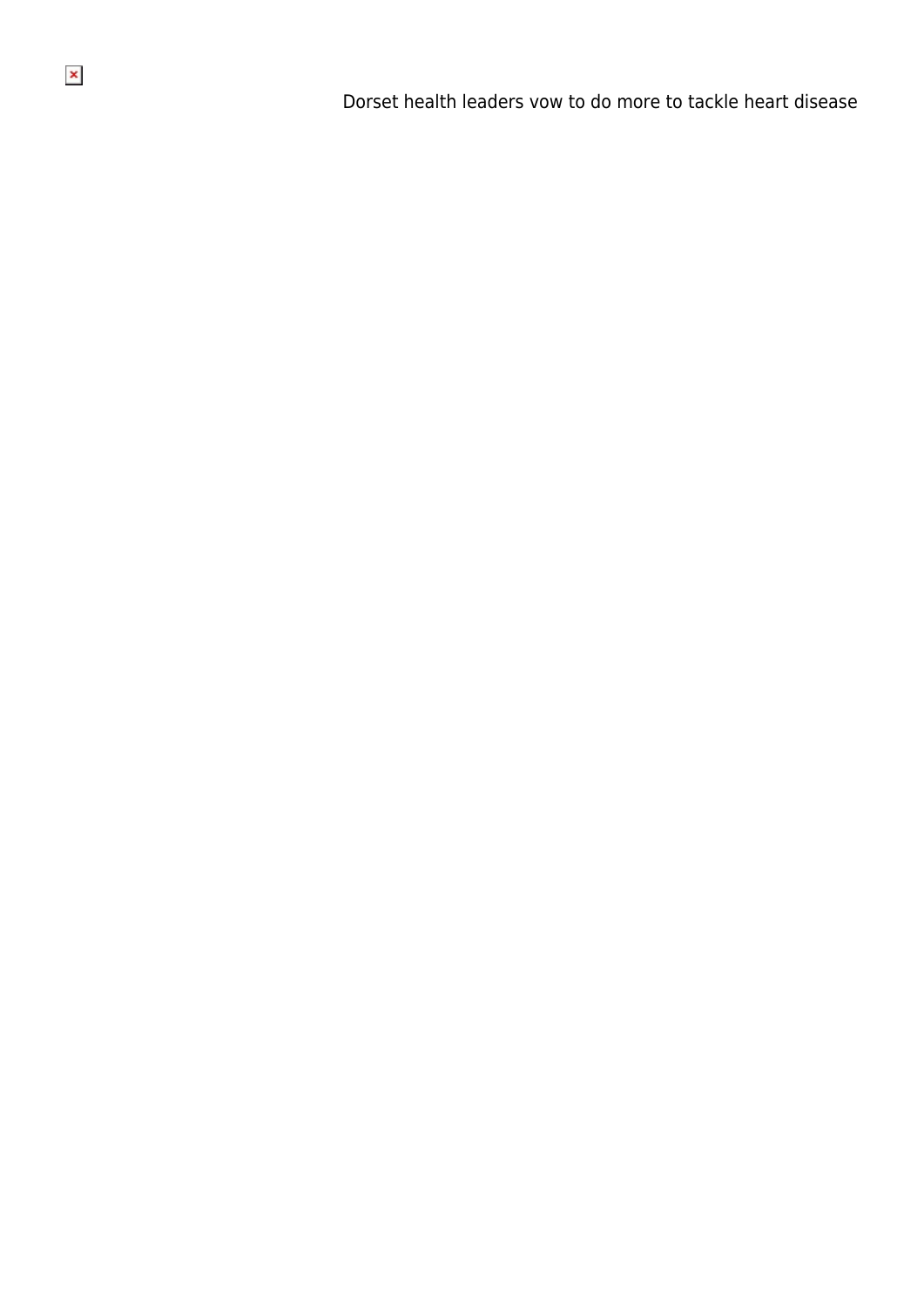Dorset health leaders vow to do more to tackle heart disease